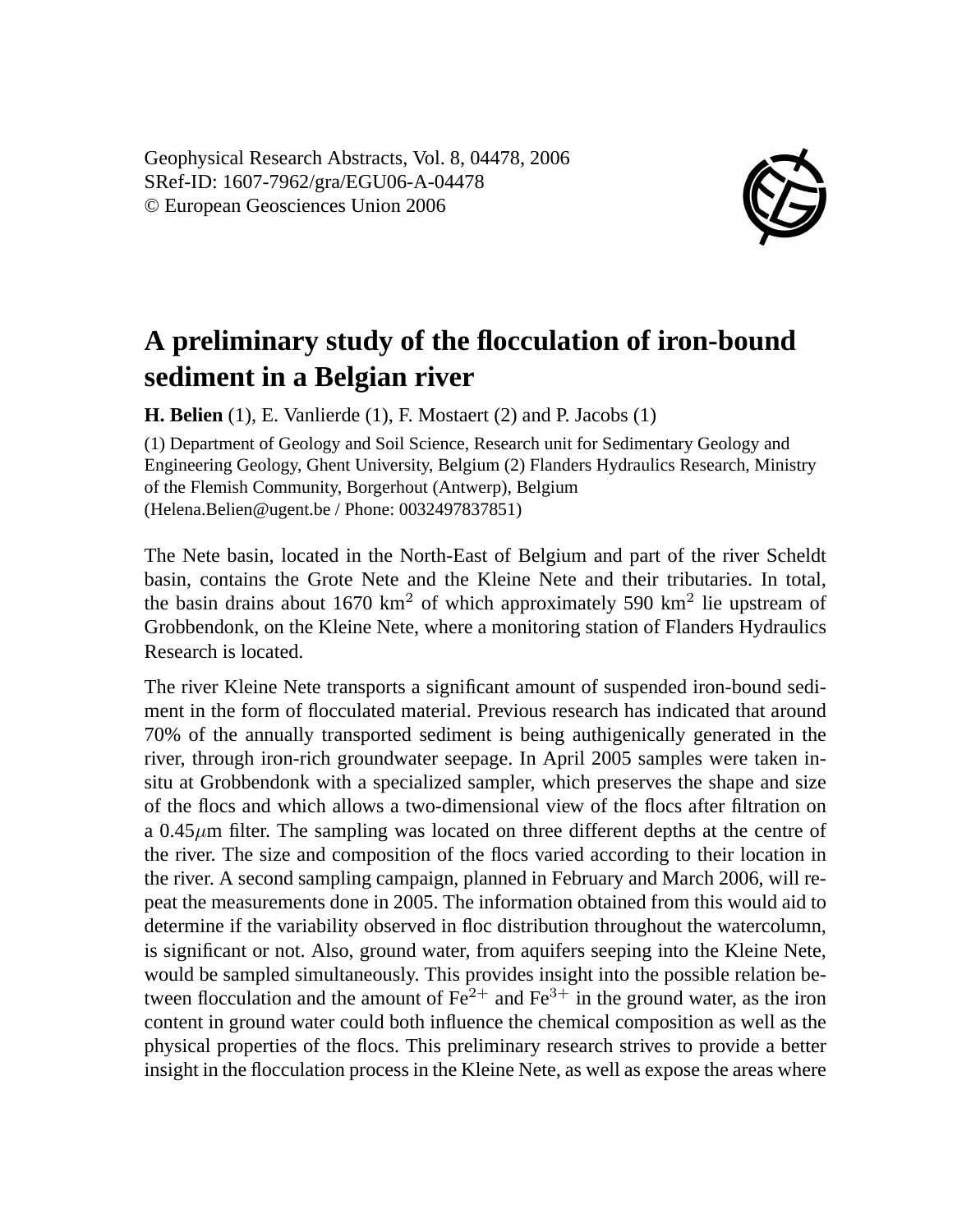Geophysical Research Abstracts, Vol. 8, 04478, 2006
SRef-ID: 1607-7962/gra/EGU06-A-04478
© European Geosciences Union 2006

# A preliminary study of the flocculation of iron-bound sediment in a Belgian river

**H. Belien** (1), E. Vanlierde (1), F. Mostaert (2) and P. Jacobs (1)

(1) Department of Geology and Soil Science, Research unit for Sedimentary Geology and Engineering Geology, Ghent University, Belgium (2) Flanders Hydraulics Research, Ministry of the Flemish Community, Borgerhout (Antwerp), Belgium
(Helena.Belien@ugent.be / Phone: 0032497837851)

The Nete basin, located in the North-East of Belgium and part of the river Scheldt basin, contains the Grote Nete and the Kleine Nete and their tributaries. In total, the basin drains about 1670 $km^2$ of which approximately 590 $km^2$ lie upstream of Grobbendonk, on the Kleine Nete, where a monitoring station of Flanders Hydraulics Research is located.

The river Kleine Nete transports a significant amount of suspended iron-bound sediment in the form of flocculated material. Previous research has indicated that around 70% of the annually transported sediment is being authigenically generated in the river, through iron-rich groundwater seepage. In April 2005 samples were taken in-situ at Grobbendonk with a specialized sampler, which preserves the shape and size of the flocs and which allows a two-dimensional view of the flocs after filtration on a 0.45$\mu$m filter. The sampling was located on three different depths at the centre of the river. The size and composition of the flocs varied according to their location in the river. A second sampling campaign, planned in February and March 2006, will repeat the measurements done in 2005. The information obtained from this would aid to determine if the variability observed in floc distribution throughout the watercolumn, is significant or not. Also, ground water, from aquifers seeping into the Kleine Nete, would be sampled simultaneously. This provides insight into the possible relation between flocculation and the amount of $Fe^{2+}$ and $Fe^{3+}$ in the ground water, as the iron content in ground water could both influence the chemical composition as well as the physical properties of the flocs. This preliminary research strives to provide a better insight in the flocculation process in the Kleine Nete, as well as expose the areas where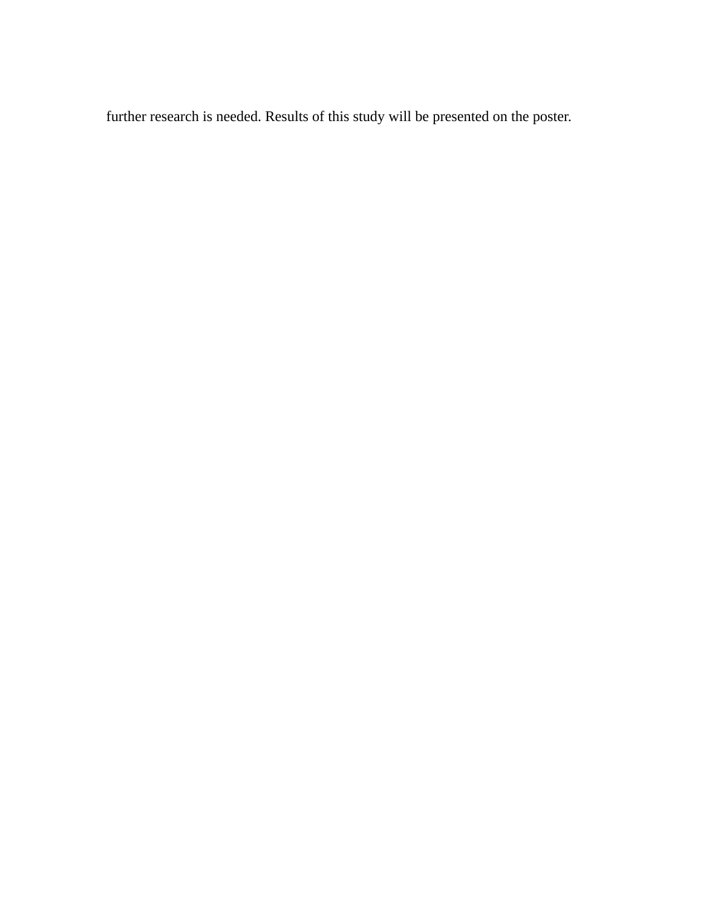further research is needed. Results of this study will be presented on the poster.